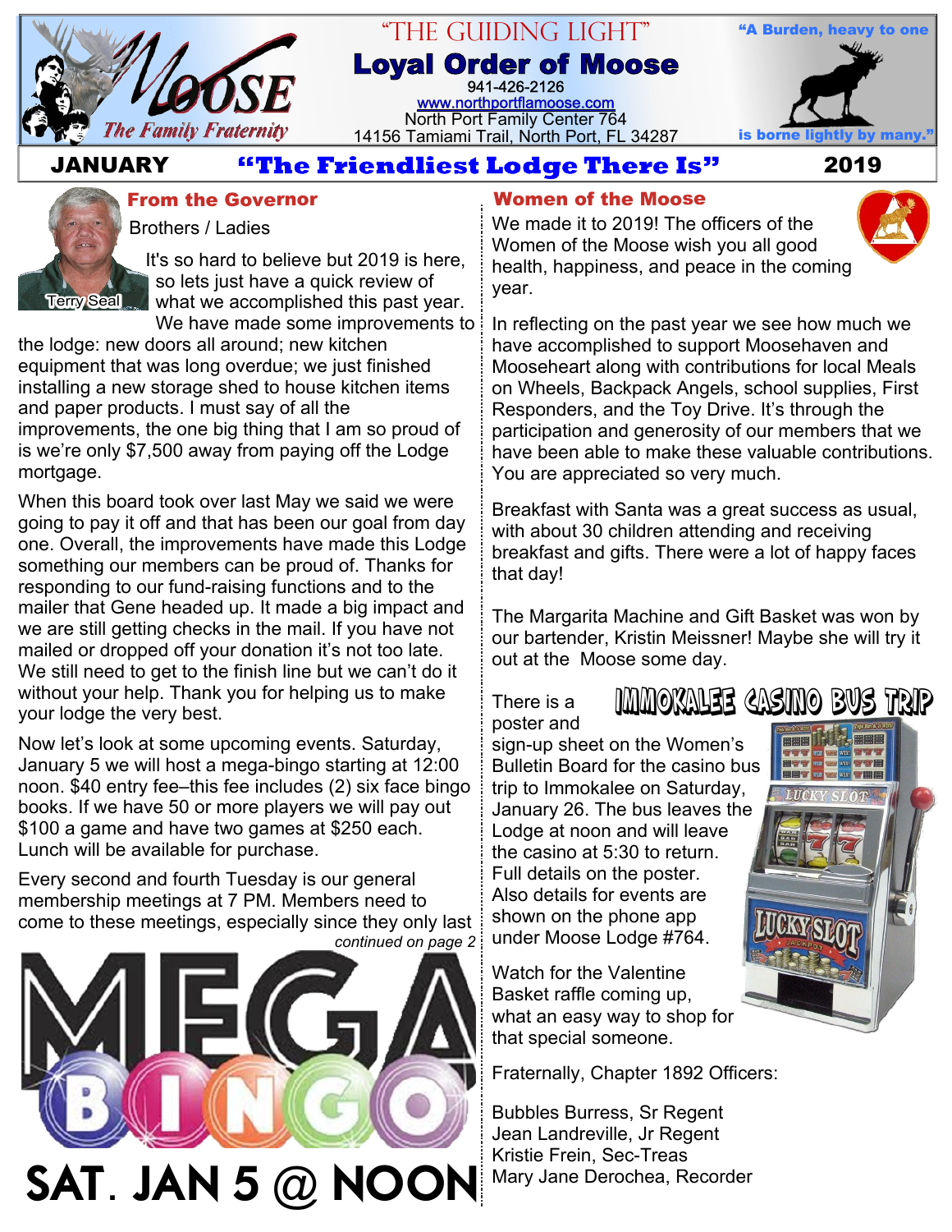# "THE GUIDING LIGHT"

## Loyal Order of Moose

941-426-2126
www.northportflamoose.com
North Port Family Center 764
14156 Tamiami Trail, North Port, FL 34287

MOOSE *The Family Fraternity*

"A Burden, heavy to one is borne lightly by many."

**JANUARY** — **"The Friendliest Lodge There Is"** — **2019**

## From the Governor

Terry Seal

Brothers / Ladies

It's so hard to believe but 2019 is here, so lets just have a quick review of what we accomplished this past year. We have made some improvements to the lodge: new doors all around; new kitchen equipment that was long overdue; we just finished installing a new storage shed to house kitchen items and paper products. I must say of all the improvements, the one big thing that I am so proud of is we're only $7,500 away from paying off the Lodge mortgage.

When this board took over last May we said we were going to pay it off and that has been our goal from day one. Overall, the improvements have made this Lodge something our members can be proud of. Thanks for responding to our fund-raising functions and to the mailer that Gene headed up. It made a big impact and we are still getting checks in the mail. If you have not mailed or dropped off your donation it's not too late. We still need to get to the finish line but we can't do it without your help. Thank you for helping us to make your lodge the very best.

Now let's look at some upcoming events. Saturday, January 5 we will host a mega-bingo starting at 12:00 noon. $40 entry fee–this fee includes (2) six face bingo books. If we have 50 or more players we will pay out $100 a game and have two games at $250 each. Lunch will be available for purchase.

Every second and fourth Tuesday is our general membership meetings at 7 PM. Members need to come to these meetings, especially since they only last

*continued on page 2*

**MEGA BINGO**

**SAT. JAN 5 @ NOON**

## Women of the Moose

We made it to 2019! The officers of the Women of the Moose wish you all good health, happiness, and peace in the coming year.

In reflecting on the past year we see how much we have accomplished to support Moosehaven and Mooseheart along with contributions for local Meals on Wheels, Backpack Angels, school supplies, First Responders, and the Toy Drive. It's through the participation and generosity of our members that we have been able to make these valuable contributions. You are appreciated so very much.

Breakfast with Santa was a great success as usual, with about 30 children attending and receiving breakfast and gifts. There were a lot of happy faces that day!

The Margarita Machine and Gift Basket was won by our bartender, Kristin Meissner! Maybe she will try it out at the Moose some day.

**IMMOKALEE CASINO BUS TRIP**

There is a poster and sign-up sheet on the Women's Bulletin Board for the casino bus trip to Immokalee on Saturday, January 26. The bus leaves the Lodge at noon and will leave the casino at 5:30 to return. Full details on the poster. Also details for events are shown on the phone app under Moose Lodge #764.

Watch for the Valentine Basket raffle coming up, what an easy way to shop for that special someone.

Fraternally, Chapter 1892 Officers:

Bubbles Burress, Sr Regent
Jean Landreville, Jr Regent
Kristie Frein, Sec-Treas
Mary Jane Derochea, Recorder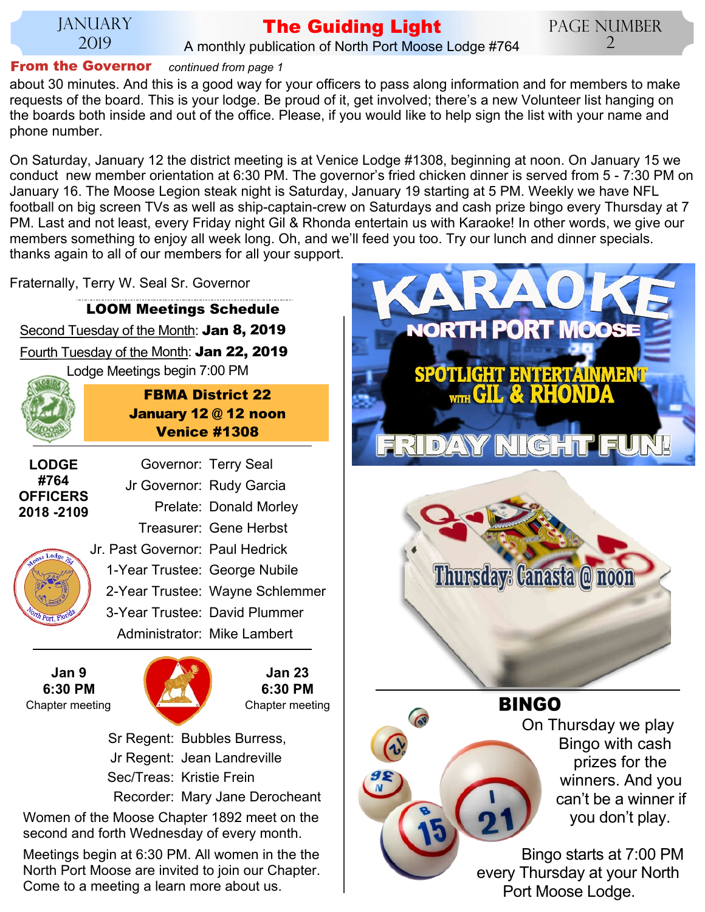## From the Governor

*continued from page 1*

about 30 minutes. And this is a good way for your officers to pass along information and for members to make requests of the board. This is your lodge. Be proud of it, get involved; there's a new Volunteer list hanging on the boards both inside and out of the office. Please, if you would like to help sign the list with your name and phone number.

On Saturday, January 12 the district meeting is at Venice Lodge #1308, beginning at noon. On January 15 we conduct new member orientation at 6:30 PM. The governor's fried chicken dinner is served from 5 - 7:30 PM on January 16. The Moose Legion steak night is Saturday, January 19 starting at 5 PM. Weekly we have NFL football on big screen TVs as well as ship-captain-crew on Saturdays and cash prize bingo every Thursday at 7 PM. Last and not least, every Friday night Gil & Rhonda entertain us with Karaoke! In other words, we give our members something to enjoy all week long. Oh, and we'll feed you too. Try our lunch and dinner specials. thanks again to all of our members for all your support.

Fraternally, Terry W. Seal Sr. Governor

### LOOM Meetings Schedule

Second Tuesday of the Month: **Jan 8, 2019**

Fourth Tuesday of the Month: **Jan 22, 2019**

Lodge Meetings begin 7:00 PM

**FBMA District 22**
**January 12 @ 12 noon**
**Venice #1308**

### LODGE #764 OFFICERS 2018 -2109

| | |
|---|---|
| Governor: | Terry Seal |
| Jr Governor: | Rudy Garcia |
| Prelate: | Donald Morley |
| Treasurer: | Gene Herbst |
| Jr. Past Governor: | Paul Hedrick |
| 1-Year Trustee: | George Nubile |
| 2-Year Trustee: | Wayne Schlemmer |
| 3-Year Trustee: | David Plummer |
| Administrator: | Mike Lambert |

**Jan 9**
**6:30 PM**
Chapter meeting

**Jan 23**
**6:30 PM**
Chapter meeting

| | |
|---|---|
| Sr Regent: | Bubbles Burress, |
| Jr Regent: | Jean Landreville |
| Sec/Treas: | Kristie Frein |
| Recorder: | Mary Jane Derocheant |

Women of the Moose Chapter 1892 meet on the second and forth Wednesday of every month.

Meetings begin at 6:30 PM. All women in the the North Port Moose are invited to join our Chapter. Come to a meeting a learn more about us.

**KARAOKE**
**NORTH PORT MOOSE**
**SPOTLIGHT ENTERTAINMENT with GIL & RHONDA**
**FRIDAY NIGHT FUN!**

**Thursday: Canasta @ noon**

## BINGO

On Thursday we play Bingo with cash prizes for the winners. And you can't be a winner if you don't play.

Bingo starts at 7:00 PM every Thursday at your North Port Moose Lodge.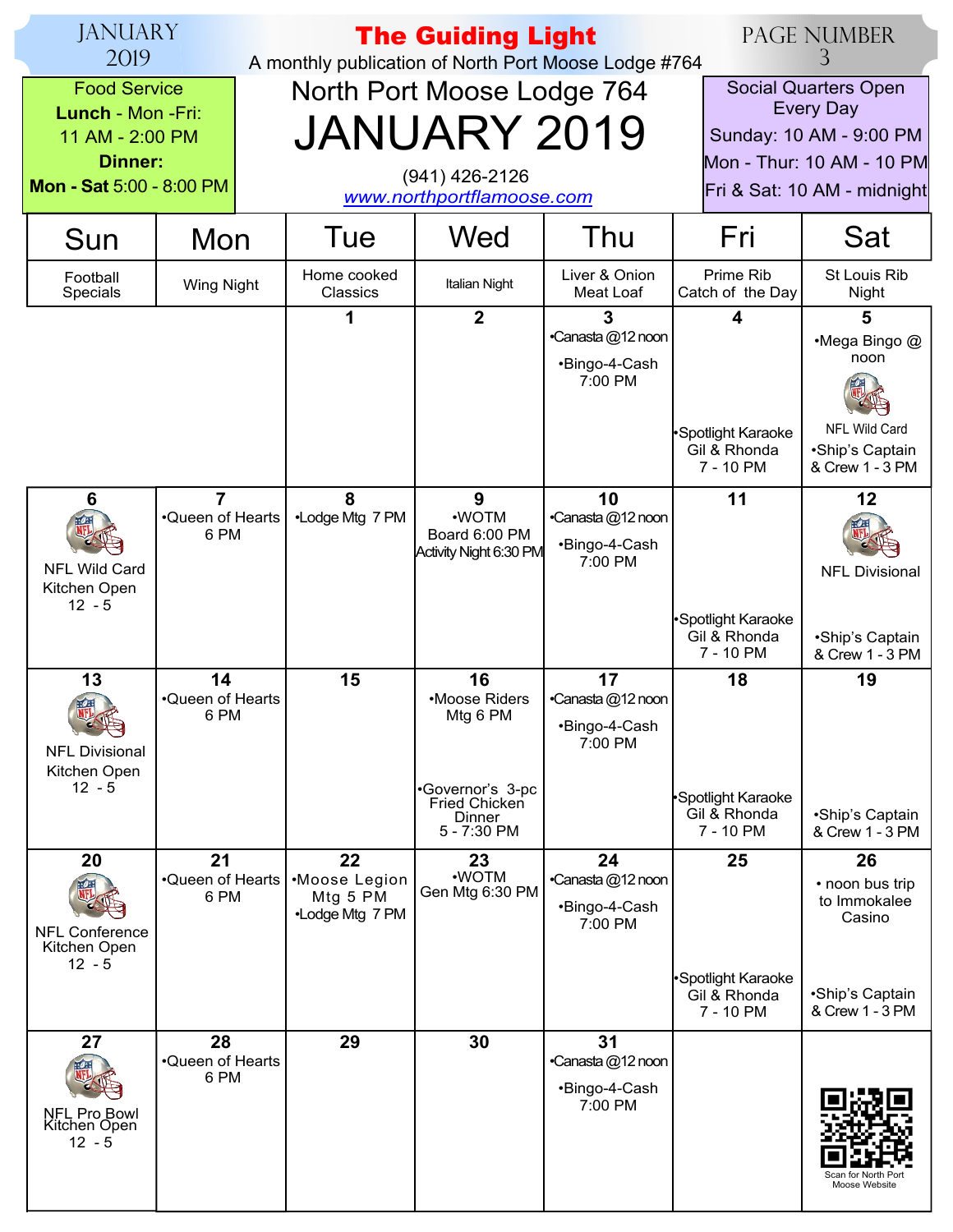# The Guiding Light

A monthly publication of North Port Moose Lodge #764

**Food Service**
**Lunch** - Mon -Fri: 11 AM - 2:00 PM
**Dinner:** **Mon - Sat** 5:00 - 8:00 PM

## North Port Moose Lodge 764

# JANUARY 2019

(941) 426-2126
www.northportflamoose.com

**Social Quarters Open Every Day**
Sunday: 10 AM - 9:00 PM
Mon - Thur: 10 AM - 10 PM
Fri & Sat: 10 AM - midnight

| Sun | Mon | Tue | Wed | Thu | Fri | Sat |
|---|---|---|---|---|---|---|
| Football Specials | Wing Night | Home cooked Classics | Italian Night | Liver & Onion Meat Loaf | Prime Rib Catch of the Day | St Louis Rib Night |
| | | 1 | 2 | 3 •Canasta @12 noon •Bingo-4-Cash 7:00 PM | 4 •Spotlight Karaoke Gil & Rhonda 7 - 10 PM | 5 •Mega Bingo @ noon NFL Wild Card •Ship's Captain & Crew 1 - 3 PM |
| 6 NFL Wild Card Kitchen Open 12 - 5 | 7 •Queen of Hearts 6 PM | 8 •Lodge Mtg 7 PM | 9 •WOTM Board 6:00 PM Activity Night 6:30 PM | 10 •Canasta @12 noon •Bingo-4-Cash 7:00 PM | 11 •Spotlight Karaoke Gil & Rhonda 7 - 10 PM | 12 NFL Divisional •Ship's Captain & Crew 1 - 3 PM |
| 13 NFL Divisional Kitchen Open 12 - 5 | 14 •Queen of Hearts 6 PM | 15 | 16 •Moose Riders Mtg 6 PM •Governor's 3-pc Fried Chicken Dinner 5 - 7:30 PM | 17 •Canasta @12 noon •Bingo-4-Cash 7:00 PM | 18 •Spotlight Karaoke Gil & Rhonda 7 - 10 PM | 19 •Ship's Captain & Crew 1 - 3 PM |
| 20 NFL Conference Kitchen Open 12 - 5 | 21 •Queen of Hearts 6 PM | 22 •Moose Legion Mtg 5 PM •Lodge Mtg 7 PM | 23 •WOTM Gen Mtg 6:30 PM | 24 •Canasta @12 noon •Bingo-4-Cash 7:00 PM | 25 •Spotlight Karaoke Gil & Rhonda 7 - 10 PM | 26 • noon bus trip to Immokalee Casino •Ship's Captain & Crew 1 - 3 PM |
| 27 NFL Pro Bowl Kitchen Open 12 - 5 | 28 •Queen of Hearts 6 PM | 29 | 30 | 31 •Canasta @12 noon •Bingo-4-Cash 7:00 PM | | Scan for North Port Moose Website |